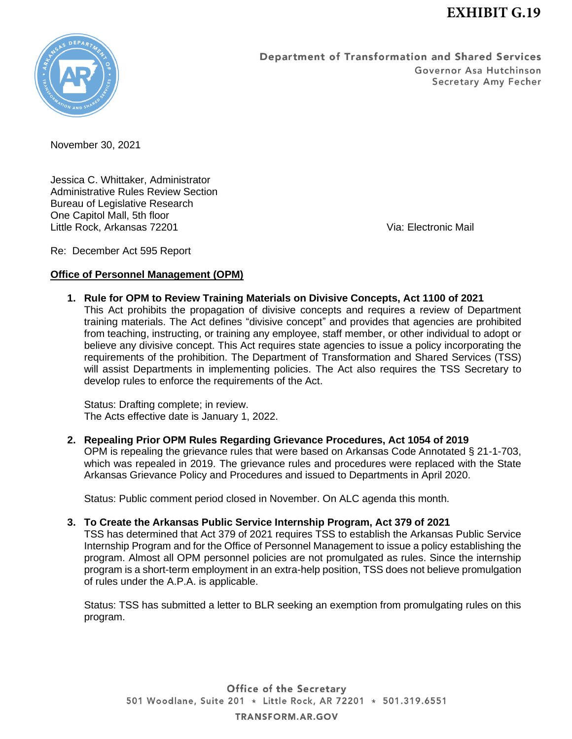**EXHIBIT G.19**

Department of Transformation and Shared Services
Governor Asa Hutchinson
Secretary Amy Fecher

November 30, 2021

Jessica C. Whittaker, Administrator
Administrative Rules Review Section
Bureau of Legislative Research
One Capitol Mall, 5th floor
Little Rock, Arkansas 72201

Via: Electronic Mail

Re: December Act 595 Report

**<u>Office of Personnel Management (OPM)</u>**

1. **Rule for OPM to Review Training Materials on Divisive Concepts, Act 1100 of 2021**
   This Act prohibits the propagation of divisive concepts and requires a review of Department training materials. The Act defines "divisive concept" and provides that agencies are prohibited from teaching, instructing, or training any employee, staff member, or other individual to adopt or believe any divisive concept. This Act requires state agencies to issue a policy incorporating the requirements of the prohibition. The Department of Transformation and Shared Services (TSS) will assist Departments in implementing policies. The Act also requires the TSS Secretary to develop rules to enforce the requirements of the Act.

   Status: Drafting complete; in review.
   The Acts effective date is January 1, 2022.

2. **Repealing Prior OPM Rules Regarding Grievance Procedures, Act 1054 of 2019**
   OPM is repealing the grievance rules that were based on Arkansas Code Annotated § 21-1-703, which was repealed in 2019. The grievance rules and procedures were replaced with the State Arkansas Grievance Policy and Procedures and issued to Departments in April 2020.

   Status: Public comment period closed in November. On ALC agenda this month.

3. **To Create the Arkansas Public Service Internship Program, Act 379 of 2021**
   TSS has determined that Act 379 of 2021 requires TSS to establish the Arkansas Public Service Internship Program and for the Office of Personnel Management to issue a policy establishing the program. Almost all OPM personnel policies are not promulgated as rules. Since the internship program is a short-term employment in an extra-help position, TSS does not believe promulgation of rules under the A.P.A. is applicable.

   Status: TSS has submitted a letter to BLR seeking an exemption from promulgating rules on this program.

Office of the Secretary
501 Woodlane, Suite 201 * Little Rock, AR 72201 * 501.319.6551
TRANSFORM.AR.GOV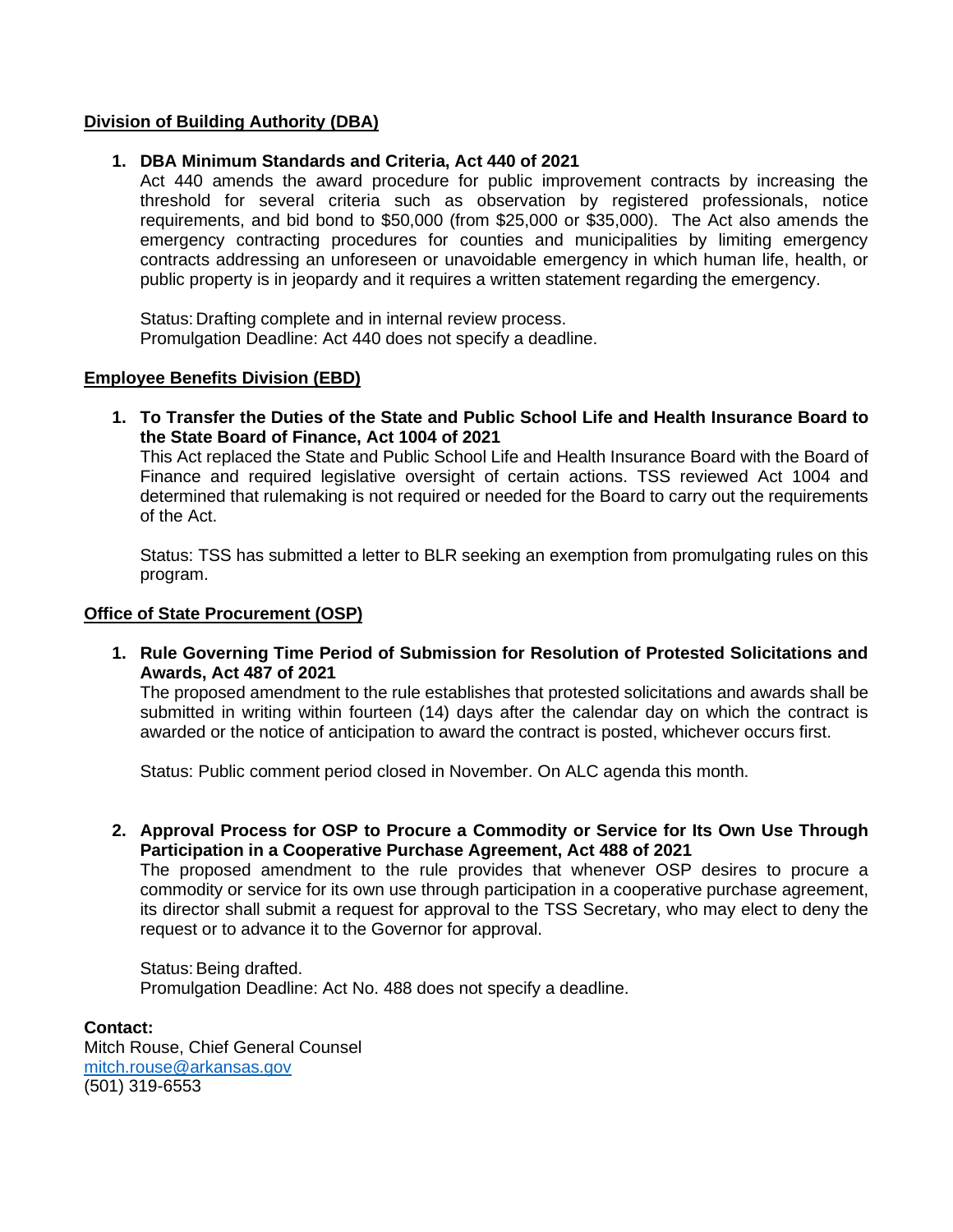## Division of Building Authority (DBA)

1. **DBA Minimum Standards and Criteria, Act 440 of 2021**
   Act 440 amends the award procedure for public improvement contracts by increasing the threshold for several criteria such as observation by registered professionals, notice requirements, and bid bond to $50,000 (from $25,000 or $35,000). The Act also amends the emergency contracting procedures for counties and municipalities by limiting emergency contracts addressing an unforeseen or unavoidable emergency in which human life, health, or public property is in jeopardy and it requires a written statement regarding the emergency.

   Status: Drafting complete and in internal review process.
   Promulgation Deadline: Act 440 does not specify a deadline.

## Employee Benefits Division (EBD)

1. **To Transfer the Duties of the State and Public School Life and Health Insurance Board to the State Board of Finance, Act 1004 of 2021**
   This Act replaced the State and Public School Life and Health Insurance Board with the Board of Finance and required legislative oversight of certain actions. TSS reviewed Act 1004 and determined that rulemaking is not required or needed for the Board to carry out the requirements of the Act.

   Status: TSS has submitted a letter to BLR seeking an exemption from promulgating rules on this program.

## Office of State Procurement (OSP)

1. **Rule Governing Time Period of Submission for Resolution of Protested Solicitations and Awards, Act 487 of 2021**
   The proposed amendment to the rule establishes that protested solicitations and awards shall be submitted in writing within fourteen (14) days after the calendar day on which the contract is awarded or the notice of anticipation to award the contract is posted, whichever occurs first.

   Status: Public comment period closed in November. On ALC agenda this month.

2. **Approval Process for OSP to Procure a Commodity or Service for Its Own Use Through Participation in a Cooperative Purchase Agreement, Act 488 of 2021**
   The proposed amendment to the rule provides that whenever OSP desires to procure a commodity or service for its own use through participation in a cooperative purchase agreement, its director shall submit a request for approval to the TSS Secretary, who may elect to deny the request or to advance it to the Governor for approval.

   Status: Being drafted.
   Promulgation Deadline: Act No. 488 does not specify a deadline.

**Contact:**
Mitch Rouse, Chief General Counsel
mitch.rouse@arkansas.gov
(501) 319-6553